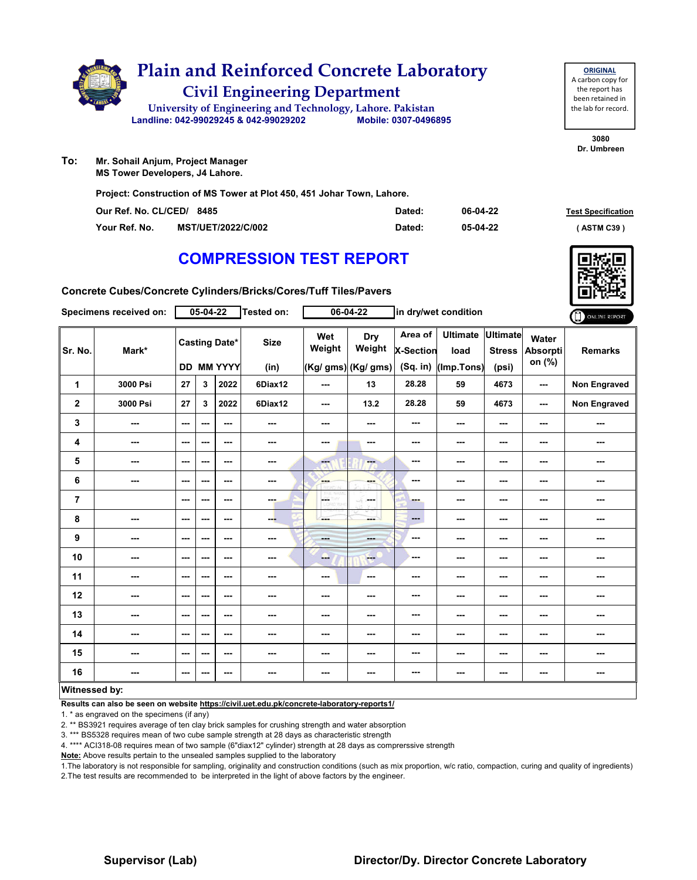# Plain and Reinforced Concrete Laboratory

## Civil Engineering Department

University of Engineering and Technology, Lahore. Pakistan

Landline: 042-99029245 & 042-99029202 Mobile: 0307-0496895

**ORIGINAL**
A carbon copy for the report has been retained in the lab for record.

3080
Dr. Umbreen

**To:** Mr. Sohail Anjum, Project Manager
MS Tower Developers, J4 Lahore.

**Project: Construction of MS Tower at Plot 450, 451 Johar Town, Lahore.**

| | | | |
|---|---|---|---|
| Our Ref. No. CL/CED/ 8485 | Dated: | 06-04-22 | Test Specification |
| Your Ref. No. MST/UET/2022/C/002 | Dated: | 05-04-22 | ( ASTM C39 ) |

## COMPRESSION TEST REPORT

**Concrete Cubes/Concrete Cylinders/Bricks/Cores/Tuff Tiles/Pavers**

Specimens received on: 05-04-22 Tested on: 06-04-22 in dry/wet condition

ONLINE REPORT

| Sr. No. | Mark* | Casting Date* | | | Size | Wet Weight | Dry Weight | Area of X-Section | Ultimate load | Ultimate Stress | Water Absorption (%) | Remarks |
|---|---|---|---|---|---|---|---|---|---|---|---|---|
| | | DD | MM | YYYY | (in) | (Kg/ gms) | (Kg/ gms) | (Sq. in) | (Imp.Tons) | (psi) | | |
| 1 | 3000 Psi | 27 | 3 | 2022 | 6Diax12 | --- | 13 | 28.28 | 59 | 4673 | --- | Non Engraved |
| 2 | 3000 Psi | 27 | 3 | 2022 | 6Diax12 | --- | 13.2 | 28.28 | 59 | 4673 | --- | Non Engraved |
| 3 | --- | --- | --- | --- | --- | --- | --- | --- | --- | --- | --- | --- |
| 4 | --- | --- | --- | --- | --- | --- | --- | --- | --- | --- | --- | --- |
| 5 | --- | --- | --- | --- | --- | --- | --- | --- | --- | --- | --- | --- |
| 6 | --- | --- | --- | --- | --- | --- | --- | --- | --- | --- | --- | --- |
| 7 | | --- | --- | --- | --- | --- | --- | --- | --- | --- | --- | --- |
| 8 | --- | --- | --- | --- | --- | --- | --- | --- | --- | --- | --- | --- |
| 9 | --- | --- | --- | --- | --- | --- | --- | --- | --- | --- | --- | --- |
| 10 | --- | --- | --- | --- | --- | --- | --- | --- | --- | --- | --- | --- |
| 11 | --- | --- | --- | --- | --- | --- | --- | --- | --- | --- | --- | --- |
| 12 | --- | --- | --- | --- | --- | --- | --- | --- | --- | --- | --- | --- |
| 13 | --- | --- | --- | --- | --- | --- | --- | --- | --- | --- | --- | --- |
| 14 | --- | --- | --- | --- | --- | --- | --- | --- | --- | --- | --- | --- |
| 15 | --- | --- | --- | --- | --- | --- | --- | --- | --- | --- | --- | --- |
| 16 | --- | --- | --- | --- | --- | --- | --- | --- | --- | --- | --- | --- |

**Witnessed by:**

**Results can also be seen on website https://civil.uet.edu.pk/concrete-laboratory-reports1/**

1. * as engraved on the specimens (if any)
2. ** BS3921 requires average of ten clay brick samples for crushing strength and water absorption
3. *** BS5328 requires mean of two cube sample strength at 28 days as characteristic strength
4. **** ACI318-08 requires mean of two sample (6"diax12" cylinder) strength at 28 days as comprerssive strength

**Note:** Above results pertain to the unsealed samples supplied to the laboratory

1.The laboratory is not responsible for sampling, originality and construction conditions (such as mix proportion, w/c ratio, compaction, curing and quality of ingredients)
2.The test results are recommended to be interpreted in the light of above factors by the engineer.

**Supervisor (Lab)** **Director/Dy. Director Concrete Laboratory**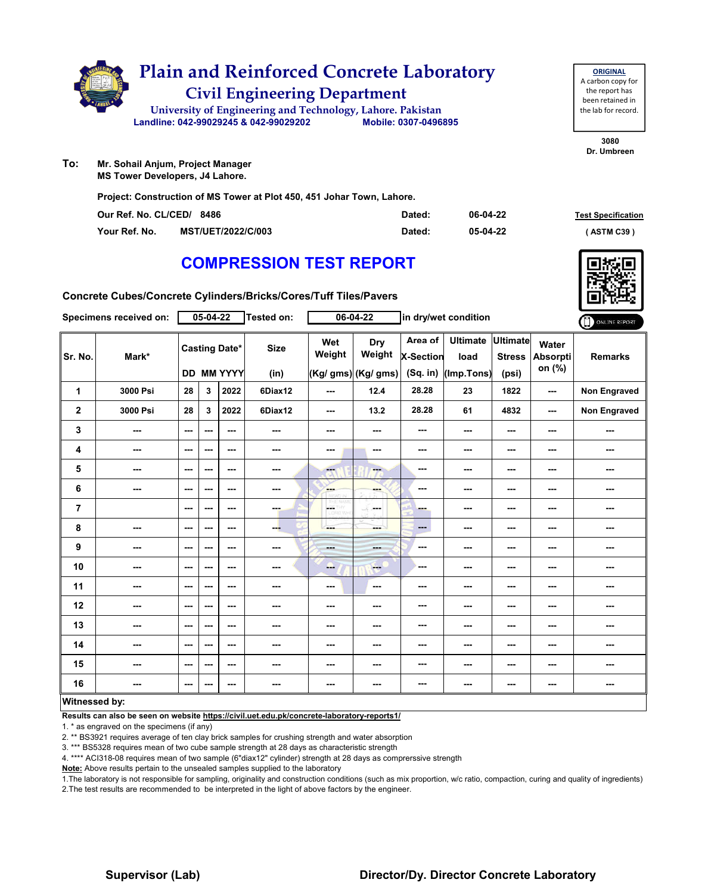# Plain and Reinforced Concrete Laboratory

## Civil Engineering Department

University of Engineering and Technology, Lahore. Pakistan
Landline: 042-99029245 & 042-99029202 Mobile: 0307-0496895

**ORIGINAL**
A carbon copy for the report has been retained in the lab for record.

3080
Dr. Umbreen

**To:** Mr. Sohail Anjum, Project Manager
MS Tower Developers, J4 Lahore.

**Project: Construction of MS Tower at Plot 450, 451 Johar Town, Lahore.**

Our Ref. No. CL/CED/ 8486 Dated: 06-04-22

Your Ref. No. MST/UET/2022/C/003 Dated: 05-04-22

Test Specification
( ASTM C39 )

# COMPRESSION TEST REPORT

**Concrete Cubes/Concrete Cylinders/Bricks/Cores/Tuff Tiles/Pavers**

Specimens received on: 05-04-22 Tested on: 06-04-22 in dry/wet condition

ONLINE REPORT

| Sr. No. | Mark* | Casting Date* | | | Size | Wet Weight | Dry Weight | Area of X-Section | Ultimate load | Ultimate Stress | Water Absorption (%) | Remarks |
|---|---|---|---|---|---|---|---|---|---|---|---|---|
| | | DD | MM | YYYY | (in) | (Kg/ gms) | (Kg/ gms) | (Sq. in) | (Imp.Tons) | (psi) | | |
| 1 | 3000 Psi | 28 | 3 | 2022 | 6Diax12 | --- | 12.4 | 28.28 | 23 | 1822 | --- | Non Engraved |
| 2 | 3000 Psi | 28 | 3 | 2022 | 6Diax12 | --- | 13.2 | 28.28 | 61 | 4832 | --- | Non Engraved |
| 3 | --- | --- | --- | --- | --- | --- | --- | --- | --- | --- | --- | --- |
| 4 | --- | --- | --- | --- | --- | --- | --- | --- | --- | --- | --- | --- |
| 5 | --- | --- | --- | --- | --- | --- | --- | --- | --- | --- | --- | --- |
| 6 | --- | --- | --- | --- | --- | --- | --- | --- | --- | --- | --- | --- |
| 7 | | --- | --- | --- | --- | --- | --- | --- | --- | --- | --- | --- |
| 8 | --- | --- | --- | --- | --- | --- | --- | --- | --- | --- | --- | --- |
| 9 | --- | --- | --- | --- | --- | --- | --- | --- | --- | --- | --- | --- |
| 10 | --- | --- | --- | --- | --- | --- | --- | --- | --- | --- | --- | --- |
| 11 | --- | --- | --- | --- | --- | --- | --- | --- | --- | --- | --- | --- |
| 12 | --- | --- | --- | --- | --- | --- | --- | --- | --- | --- | --- | --- |
| 13 | --- | --- | --- | --- | --- | --- | --- | --- | --- | --- | --- | --- |
| 14 | --- | --- | --- | --- | --- | --- | --- | --- | --- | --- | --- | --- |
| 15 | --- | --- | --- | --- | --- | --- | --- | --- | --- | --- | --- | --- |
| 16 | --- | --- | --- | --- | --- | --- | --- | --- | --- | --- | --- | --- |

**Witnessed by:**

**Results can also be seen on website https://civil.uet.edu.pk/concrete-laboratory-reports1/**

1. * as engraved on the specimens (if any)
2. ** BS3921 requires average of ten clay brick samples for crushing strength and water absorption
3. *** BS5328 requires mean of two cube sample strength at 28 days as characteristic strength
4. **** ACI318-08 requires mean of two sample (6"diax12" cylinder) strength at 28 days as comprerssive strength

**Note:** Above results pertain to the unsealed samples supplied to the laboratory

1. The laboratory is not responsible for sampling, originality and construction conditions (such as mix proportion, w/c ratio, compaction, curing and quality of ingredients)
2. The test results are recommended to be interpreted in the light of above factors by the engineer.

**Supervisor (Lab)** **Director/Dy. Director Concrete Laboratory**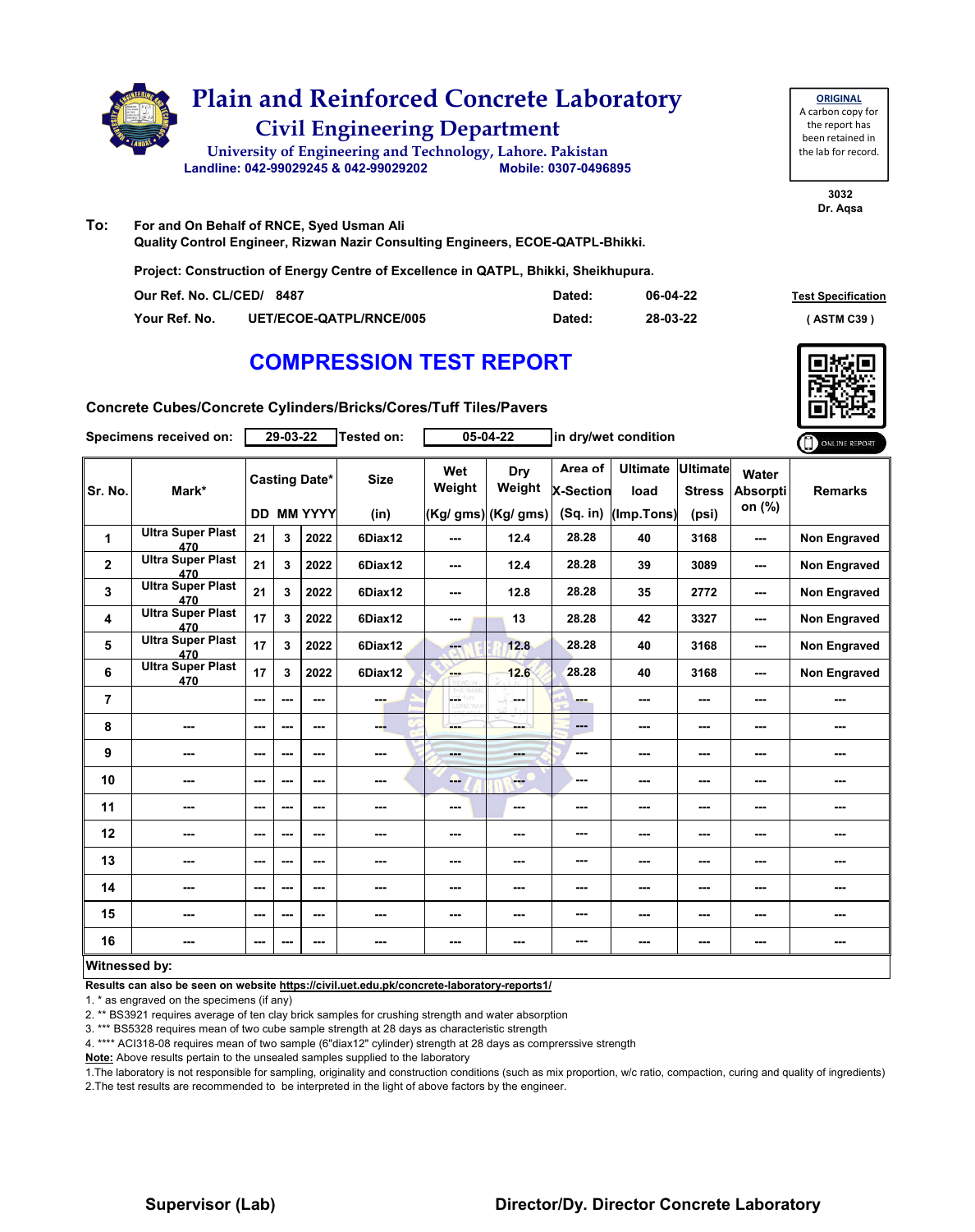# Plain and Reinforced Concrete Laboratory

## Civil Engineering Department

University of Engineering and Technology, Lahore. Pakistan

Landline: 042-99029245 & 042-99029202 Mobile: 0307-0496895

**ORIGINAL**
A carbon copy for the report has been retained in the lab for record.

3032
Dr. Aqsa

**To:** For and On Behalf of RNCE, Syed Usman Ali
Quality Control Engineer, Rizwan Nazir Consulting Engineers, ECOE-QATPL-Bhikki.

**Project: Construction of Energy Centre of Excellence in QATPL, Bhikki, Sheikhupura.**

| | | | |
|---|---|---|---|
| Our Ref. No. CL/CED/ 8487 | Dated: | 06-04-22 | Test Specification |
| Your Ref. No. UET/ECOE-QATPL/RNCE/005 | Dated: | 28-03-22 | ( ASTM C39 ) |

## COMPRESSION TEST REPORT

**Concrete Cubes/Concrete Cylinders/Bricks/Cores/Tuff Tiles/Pavers**

Specimens received on: 29-03-22 Tested on: 05-04-22 in dry/wet condition

| Sr. No. | Mark* | Casting Date* DD | MM | YYYY | Size (in) | Wet Weight (Kg/ gms) | Dry Weight (Kg/ gms) | Area of X-Section (Sq. in) | Ultimate load (Imp.Tons) | Ultimate Stress (psi) | Water Absorption (%) | Remarks |
|---|---|---|---|---|---|---|---|---|---|---|---|---|
| 1 | Ultra Super Plast 470 | 21 | 3 | 2022 | 6Diax12 | --- | 12.4 | 28.28 | 40 | 3168 | --- | Non Engraved |
| 2 | Ultra Super Plast 470 | 21 | 3 | 2022 | 6Diax12 | --- | 12.4 | 28.28 | 39 | 3089 | --- | Non Engraved |
| 3 | Ultra Super Plast 470 | 21 | 3 | 2022 | 6Diax12 | --- | 12.8 | 28.28 | 35 | 2772 | --- | Non Engraved |
| 4 | Ultra Super Plast 470 | 17 | 3 | 2022 | 6Diax12 | --- | 13 | 28.28 | 42 | 3327 | --- | Non Engraved |
| 5 | Ultra Super Plast 470 | 17 | 3 | 2022 | 6Diax12 | --- | 12.8 | 28.28 | 40 | 3168 | --- | Non Engraved |
| 6 | Ultra Super Plast 470 | 17 | 3 | 2022 | 6Diax12 | --- | 12.6 | 28.28 | 40 | 3168 | --- | Non Engraved |
| 7 | | --- | --- | --- | --- | --- | --- | --- | --- | --- | --- | --- |
| 8 | --- | --- | --- | --- | --- | --- | --- | --- | --- | --- | --- | --- |
| 9 | --- | --- | --- | --- | --- | --- | --- | --- | --- | --- | --- | --- |
| 10 | --- | --- | --- | --- | --- | --- | --- | --- | --- | --- | --- | --- |
| 11 | --- | --- | --- | --- | --- | --- | --- | --- | --- | --- | --- | --- |
| 12 | --- | --- | --- | --- | --- | --- | --- | --- | --- | --- | --- | --- |
| 13 | --- | --- | --- | --- | --- | --- | --- | --- | --- | --- | --- | --- |
| 14 | --- | --- | --- | --- | --- | --- | --- | --- | --- | --- | --- | --- |
| 15 | --- | --- | --- | --- | --- | --- | --- | --- | --- | --- | --- | --- |
| 16 | --- | --- | --- | --- | --- | --- | --- | --- | --- | --- | --- | --- |

**Witnessed by:**

**Results can also be seen on website https://civil.uet.edu.pk/concrete-laboratory-reports1/**

1. * as engraved on the specimens (if any)
2. ** BS3921 requires average of ten clay brick samples for crushing strength and water absorption
3. *** BS5328 requires mean of two cube sample strength at 28 days as characteristic strength
4. **** ACI318-08 requires mean of two sample (6"diax12" cylinder) strength at 28 days as comprerssive strength

**Note:** Above results pertain to the unsealed samples supplied to the laboratory

1.The laboratory is not responsible for sampling, originality and construction conditions (such as mix proportion, w/c ratio, compaction, curing and quality of ingredients)
2.The test results are recommended to be interpreted in the light of above factors by the engineer.

**Supervisor (Lab)** **Director/Dy. Director Concrete Laboratory**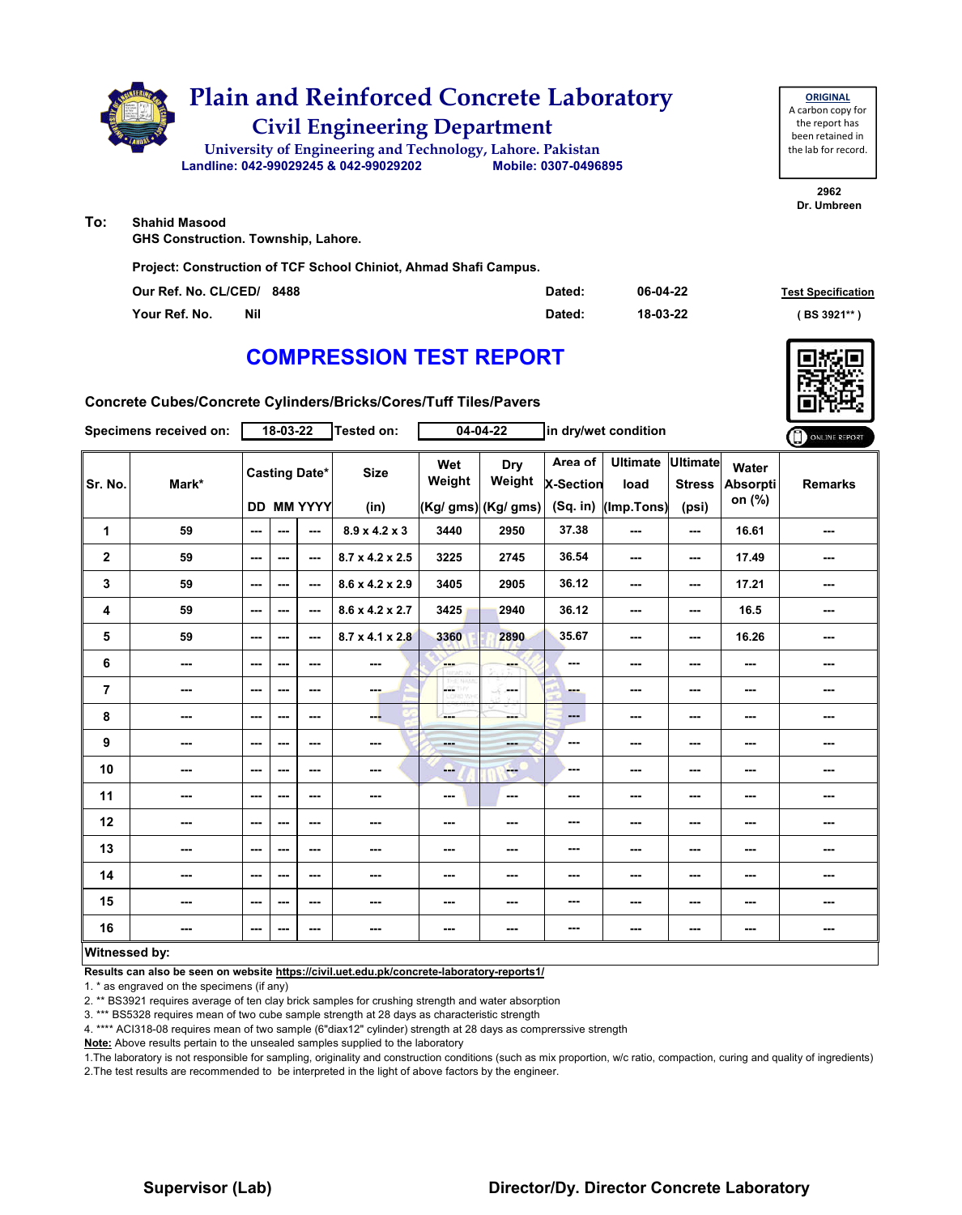# Plain and Reinforced Concrete Laboratory

## Civil Engineering Department

University of Engineering and Technology, Lahore. Pakistan

Landline: 042-99029245 & 042-99029202 Mobile: 0307-0496895

**ORIGINAL**
A carbon copy for the report has been retained in the lab for record.

2962
Dr. Umbreen

**To:** Shahid Masood
GHS Construction. Township, Lahore.

**Project: Construction of TCF School Chiniot, Ahmad Shafi Campus.**

| | | | | |
|---|---|---|---|---|
| Our Ref. No. CL/CED/ | 8488 | Dated: | 06-04-22 | Test Specification |
| Your Ref. No. | Nil | Dated: | 18-03-22 | ( BS 3921** ) |

## COMPRESSION TEST REPORT

**Concrete Cubes/Concrete Cylinders/Bricks/Cores/Tuff Tiles/Pavers**

**Specimens received on:** 18-03-22 **Tested on:** 04-04-22 in dry/wet condition

| Sr. No. | Mark* | Casting Date* | | | Size | Wet Weight | Dry Weight | Area of X-Section | Ultimate load | Ultimate Stress | Water Absorption (%) | Remarks |
|---|---|---|---|---|---|---|---|---|---|---|---|---|
| | | DD | MM | YYYY | (in) | (Kg/ gms) | (Kg/ gms) | (Sq. in) | (Imp.Tons) | (psi) | | |
| 1 | 59 | --- | --- | --- | 8.9 x 4.2 x 3 | 3440 | 2950 | 37.38 | --- | --- | 16.61 | --- |
| 2 | 59 | --- | --- | --- | 8.7 x 4.2 x 2.5 | 3225 | 2745 | 36.54 | --- | --- | 17.49 | --- |
| 3 | 59 | --- | --- | --- | 8.6 x 4.2 x 2.9 | 3405 | 2905 | 36.12 | --- | --- | 17.21 | --- |
| 4 | 59 | --- | --- | --- | 8.6 x 4.2 x 2.7 | 3425 | 2940 | 36.12 | --- | --- | 16.5 | --- |
| 5 | 59 | --- | --- | --- | 8.7 x 4.1 x 2.8 | 3360 | 2890 | 35.67 | --- | --- | 16.26 | --- |
| 6 | --- | --- | --- | --- | --- | --- | --- | --- | --- | --- | --- | --- |
| 7 | --- | --- | --- | --- | --- | --- | --- | --- | --- | --- | --- | --- |
| 8 | --- | --- | --- | --- | --- | --- | --- | --- | --- | --- | --- | --- |
| 9 | --- | --- | --- | --- | --- | --- | --- | --- | --- | --- | --- | --- |
| 10 | --- | --- | --- | --- | --- | --- | --- | --- | --- | --- | --- | --- |
| 11 | --- | --- | --- | --- | --- | --- | --- | --- | --- | --- | --- | --- |
| 12 | --- | --- | --- | --- | --- | --- | --- | --- | --- | --- | --- | --- |
| 13 | --- | --- | --- | --- | --- | --- | --- | --- | --- | --- | --- | --- |
| 14 | --- | --- | --- | --- | --- | --- | --- | --- | --- | --- | --- | --- |
| 15 | --- | --- | --- | --- | --- | --- | --- | --- | --- | --- | --- | --- |
| 16 | --- | --- | --- | --- | --- | --- | --- | --- | --- | --- | --- | --- |

**Witnessed by:**

**Results can also be seen on website https://civil.uet.edu.pk/concrete-laboratory-reports1/**

1. * as engraved on the specimens (if any)
2. ** BS3921 requires average of ten clay brick samples for crushing strength and water absorption
3. *** BS5328 requires mean of two cube sample strength at 28 days as characteristic strength
4. **** ACI318-08 requires mean of two sample (6"diax12" cylinder) strength at 28 days as comprerssive strength

**Note:** Above results pertain to the unsealed samples supplied to the laboratory

1.The laboratory is not responsible for sampling, originality and construction conditions (such as mix proportion, w/c ratio, compaction, curing and quality of ingredients)
2.The test results are recommended to be interpreted in the light of above factors by the engineer.

**Supervisor (Lab)** **Director/Dy. Director Concrete Laboratory**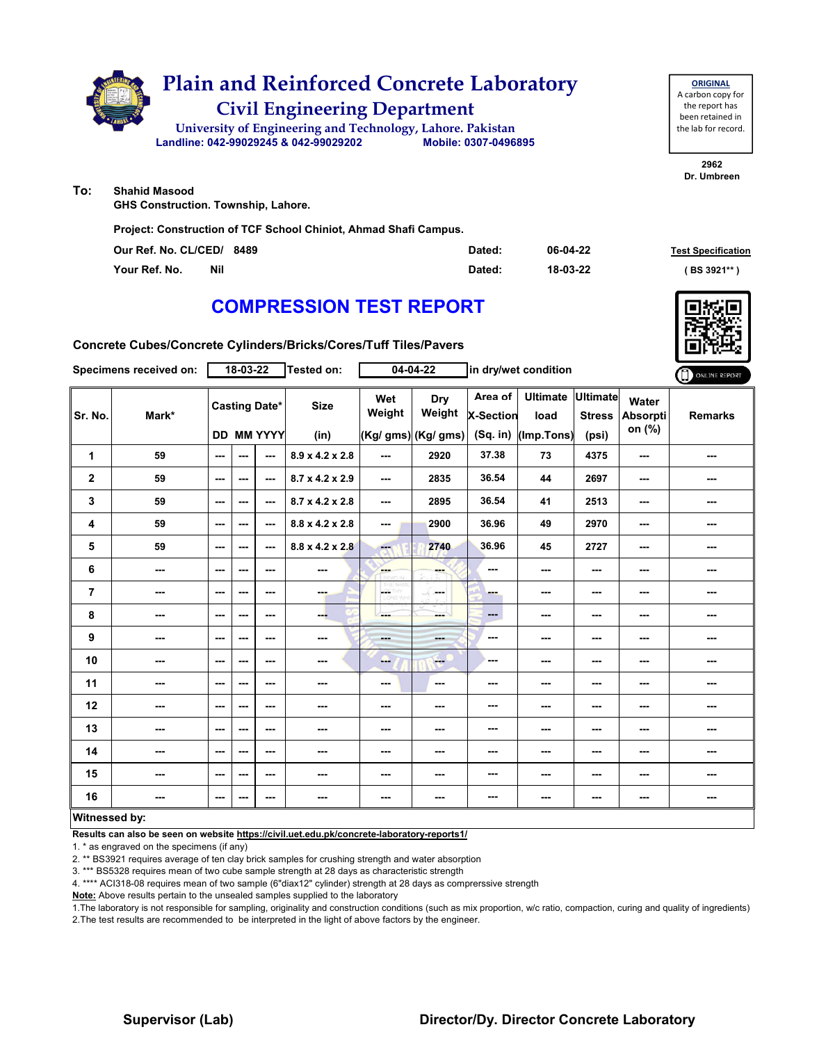# Plain and Reinforced Concrete Laboratory

## Civil Engineering Department

University of Engineering and Technology, Lahore. Pakistan

Landline: 042-99029245 & 042-99029202 Mobile: 0307-0496895

**ORIGINAL**
A carbon copy for the report has been retained in the lab for record.

2962
Dr. Umbreen

**To:** Shahid Masood
GHS Construction. Township, Lahore.

Project: Construction of TCF School Chiniot, Ahmad Shafi Campus.

| | | | | |
|---|---|---|---|---|
| Our Ref. No. CL/CED/ | 8489 | Dated: | 06-04-22 | Test Specification |
| Your Ref. No. | Nil | Dated: | 18-03-22 | ( BS 3921** ) |

# COMPRESSION TEST REPORT

Concrete Cubes/Concrete Cylinders/Bricks/Cores/Tuff Tiles/Pavers

Specimens received on: 18-03-22 Tested on: 04-04-22 in dry/wet condition

| Sr. No. | Mark* | Casting Date* | | | Size | Wet Weight | Dry Weight | Area of X-Section | Ultimate load | Ultimate Stress | Water Absorption (%) | Remarks |
|---|---|---|---|---|---|---|---|---|---|---|---|---|
| | | DD | MM | YYYY | (in) | (Kg/ gms) | (Kg/ gms) | (Sq. in) | (Imp.Tons) | (psi) | | |
| 1 | 59 | --- | --- | --- | 8.9 x 4.2 x 2.8 | --- | 2920 | 37.38 | 73 | 4375 | --- | --- |
| 2 | 59 | --- | --- | --- | 8.7 x 4.2 x 2.9 | --- | 2835 | 36.54 | 44 | 2697 | --- | --- |
| 3 | 59 | --- | --- | --- | 8.7 x 4.2 x 2.8 | --- | 2895 | 36.54 | 41 | 2513 | --- | --- |
| 4 | 59 | --- | --- | --- | 8.8 x 4.2 x 2.8 | --- | 2900 | 36.96 | 49 | 2970 | --- | --- |
| 5 | 59 | --- | --- | --- | 8.8 x 4.2 x 2.8 | --- | 2740 | 36.96 | 45 | 2727 | --- | --- |
| 6 | --- | --- | --- | --- | --- | --- | --- | --- | --- | --- | --- | --- |
| 7 | --- | --- | --- | --- | --- | --- | --- | --- | --- | --- | --- | --- |
| 8 | --- | --- | --- | --- | --- | --- | --- | --- | --- | --- | --- | --- |
| 9 | --- | --- | --- | --- | --- | --- | --- | --- | --- | --- | --- | --- |
| 10 | --- | --- | --- | --- | --- | --- | --- | --- | --- | --- | --- | --- |
| 11 | --- | --- | --- | --- | --- | --- | --- | --- | --- | --- | --- | --- |
| 12 | --- | --- | --- | --- | --- | --- | --- | --- | --- | --- | --- | --- |
| 13 | --- | --- | --- | --- | --- | --- | --- | --- | --- | --- | --- | --- |
| 14 | --- | --- | --- | --- | --- | --- | --- | --- | --- | --- | --- | --- |
| 15 | --- | --- | --- | --- | --- | --- | --- | --- | --- | --- | --- | --- |
| 16 | --- | --- | --- | --- | --- | --- | --- | --- | --- | --- | --- | --- |

**Witnessed by:**

Results can also be seen on website https://civil.uet.edu.pk/concrete-laboratory-reports1/

1. * as engraved on the specimens (if any)
2. ** BS3921 requires average of ten clay brick samples for crushing strength and water absorption
3. *** BS5328 requires mean of two cube sample strength at 28 days as characteristic strength
4. **** ACI318-08 requires mean of two sample (6"diax12" cylinder) strength at 28 days as comprerssive strength

**Note:** Above results pertain to the unsealed samples supplied to the laboratory

1.The laboratory is not responsible for sampling, originality and construction conditions (such as mix proportion, w/c ratio, compaction, curing and quality of ingredients)
2.The test results are recommended to be interpreted in the light of above factors by the engineer.

**Supervisor (Lab)** **Director/Dy. Director Concrete Laboratory**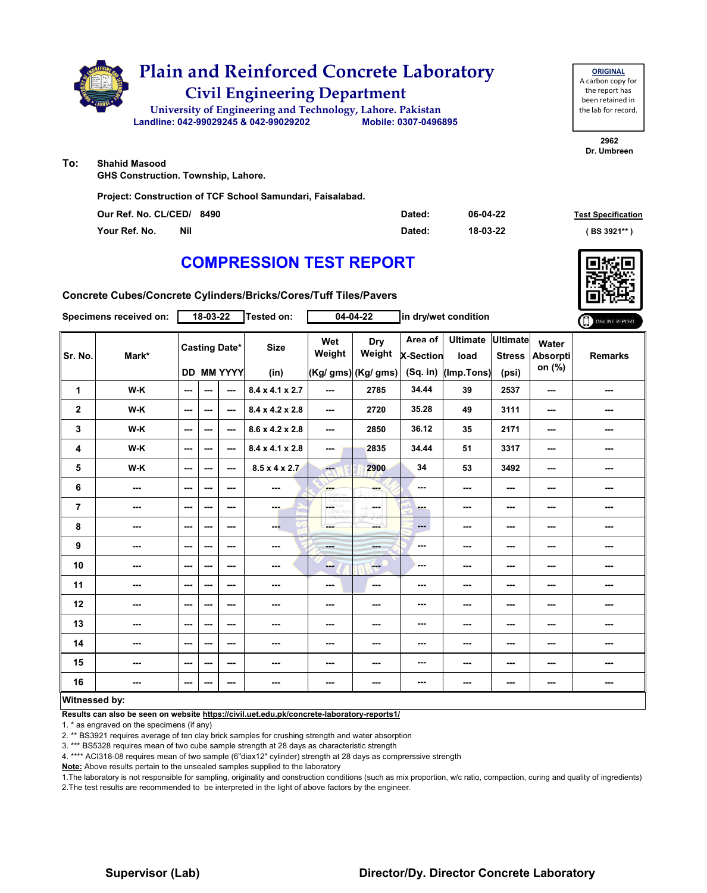# Plain and Reinforced Concrete Laboratory

## Civil Engineering Department

University of Engineering and Technology, Lahore. Pakistan

Landline: 042-99029245 & 042-99029202 Mobile: 0307-0496895

**ORIGINAL**
A carbon copy for the report has been retained in the lab for record.

2962
Dr. Umbreen

**To:** Shahid Masood
GHS Construction. Township, Lahore.

**Project: Construction of TCF School Samundari, Faisalabad.**

**Our Ref. No. CL/CED/ 8490** **Dated: 06-04-22**

**Your Ref. No. Nil** **Dated: 18-03-22**

**Test Specification**
**( BS 3921** )**

# COMPRESSION TEST REPORT

**Concrete Cubes/Concrete Cylinders/Bricks/Cores/Tuff Tiles/Pavers**

**Specimens received on:** 18-03-22 **Tested on:** 04-04-22 **in dry/wet condition**

| Sr. No. | Mark* | Casting Date* DD | MM | YYYY | Size (in) | Wet Weight (Kg/ gms) | Dry Weight (Kg/ gms) | Area of X-Section (Sq. in) | Ultimate load (Imp.Tons) | Ultimate Stress (psi) | Water Absorption (%) | Remarks |
|---|---|---|---|---|---|---|---|---|---|---|---|---|
| 1 | W-K | --- | --- | --- | 8.4 x 4.1 x 2.7 | --- | 2785 | 34.44 | 39 | 2537 | --- | --- |
| 2 | W-K | --- | --- | --- | 8.4 x 4.2 x 2.8 | --- | 2720 | 35.28 | 49 | 3111 | --- | --- |
| 3 | W-K | --- | --- | --- | 8.6 x 4.2 x 2.8 | --- | 2850 | 36.12 | 35 | 2171 | --- | --- |
| 4 | W-K | --- | --- | --- | 8.4 x 4.1 x 2.8 | --- | 2835 | 34.44 | 51 | 3317 | --- | --- |
| 5 | W-K | --- | --- | --- | 8.5 x 4 x 2.7 | --- | 2900 | 34 | 53 | 3492 | --- | --- |
| 6 | --- | --- | --- | --- | --- | --- | --- | --- | --- | --- | --- | --- |
| 7 | --- | --- | --- | --- | --- | --- | --- | --- | --- | --- | --- | --- |
| 8 | --- | --- | --- | --- | --- | --- | --- | --- | --- | --- | --- | --- |
| 9 | --- | --- | --- | --- | --- | --- | --- | --- | --- | --- | --- | --- |
| 10 | --- | --- | --- | --- | --- | --- | --- | --- | --- | --- | --- | --- |
| 11 | --- | --- | --- | --- | --- | --- | --- | --- | --- | --- | --- | --- |
| 12 | --- | --- | --- | --- | --- | --- | --- | --- | --- | --- | --- | --- |
| 13 | --- | --- | --- | --- | --- | --- | --- | --- | --- | --- | --- | --- |
| 14 | --- | --- | --- | --- | --- | --- | --- | --- | --- | --- | --- | --- |
| 15 | --- | --- | --- | --- | --- | --- | --- | --- | --- | --- | --- | --- |
| 16 | --- | --- | --- | --- | --- | --- | --- | --- | --- | --- | --- | --- |

**Witnessed by:**

**Results can also be seen on website https://civil.uet.edu.pk/concrete-laboratory-reports1/**

1. * as engraved on the specimens (if any)
2. ** BS3921 requires average of ten clay brick samples for crushing strength and water absorption
3. *** BS5328 requires mean of two cube sample strength at 28 days as characteristic strength
4. **** ACI318-08 requires mean of two sample (6"diax12" cylinder) strength at 28 days as comprerssive strength

**Note:** Above results pertain to the unsealed samples supplied to the laboratory

1.The laboratory is not responsible for sampling, originality and construction conditions (such as mix proportion, w/c ratio, compaction, curing and quality of ingredients)
2.The test results are recommended to be interpreted in the light of above factors by the engineer.

**Supervisor (Lab)** **Director/Dy. Director Concrete Laboratory**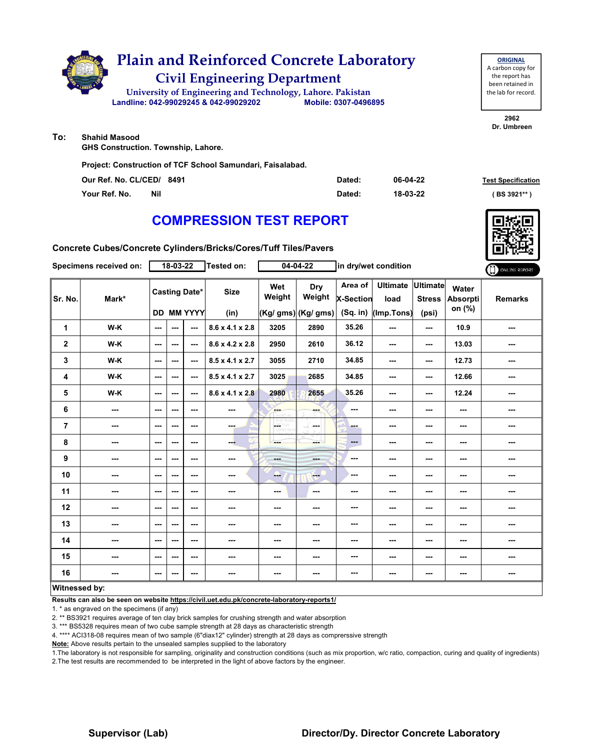# Plain and Reinforced Concrete Laboratory

## Civil Engineering Department

University of Engineering and Technology, Lahore. Pakistan

Landline: 042-99029245 & 042-99029202 Mobile: 0307-0496895

**ORIGINAL**
A carbon copy for the report has been retained in the lab for record.

2962
Dr. Umbreen

**To:** Shahid Masood
GHS Construction. Township, Lahore.

**Project: Construction of TCF School Samundari, Faisalabad.**

| | | | | |
|---|---|---|---|---|
| Our Ref. No. CL/CED/ | 8491 | Dated: | 06-04-22 | Test Specification |
| Your Ref. No. | Nil | Dated: | 18-03-22 | ( BS 3921** ) |

# COMPRESSION TEST REPORT

**Concrete Cubes/Concrete Cylinders/Bricks/Cores/Tuff Tiles/Pavers**

**Specimens received on:** 18-03-22 **Tested on:** 04-04-22 **in dry/wet condition**

| Sr. No. | Mark* | Casting Date* | | | Size | Wet Weight | Dry Weight | Area of X-Section | Ultimate load | Ultimate Stress | Water Absorption (%) | Remarks |
|---|---|---|---|---|---|---|---|---|---|---|---|---|
| | | DD | MM | YYYY | (in) | (Kg/ gms) | (Kg/ gms) | (Sq. in) | (Imp.Tons) | (psi) | | |
| 1 | W-K | --- | --- | --- | 8.6 x 4.1 x 2.8 | 3205 | 2890 | 35.26 | --- | --- | 10.9 | --- |
| 2 | W-K | --- | --- | --- | 8.6 x 4.2 x 2.8 | 2950 | 2610 | 36.12 | --- | --- | 13.03 | --- |
| 3 | W-K | --- | --- | --- | 8.5 x 4.1 x 2.7 | 3055 | 2710 | 34.85 | --- | --- | 12.73 | --- |
| 4 | W-K | --- | --- | --- | 8.5 x 4.1 x 2.7 | 3025 | 2685 | 34.85 | --- | --- | 12.66 | --- |
| 5 | W-K | --- | --- | --- | 8.6 x 4.1 x 2.8 | 2980 | 2655 | 35.26 | --- | --- | 12.24 | --- |
| 6 | --- | --- | --- | --- | --- | --- | --- | --- | --- | --- | --- | --- |
| 7 | --- | --- | --- | --- | --- | --- | --- | --- | --- | --- | --- | --- |
| 8 | --- | --- | --- | --- | --- | --- | --- | --- | --- | --- | --- | --- |
| 9 | --- | --- | --- | --- | --- | --- | --- | --- | --- | --- | --- | --- |
| 10 | --- | --- | --- | --- | --- | --- | --- | --- | --- | --- | --- | --- |
| 11 | --- | --- | --- | --- | --- | --- | --- | --- | --- | --- | --- | --- |
| 12 | --- | --- | --- | --- | --- | --- | --- | --- | --- | --- | --- | --- |
| 13 | --- | --- | --- | --- | --- | --- | --- | --- | --- | --- | --- | --- |
| 14 | --- | --- | --- | --- | --- | --- | --- | --- | --- | --- | --- | --- |
| 15 | --- | --- | --- | --- | --- | --- | --- | --- | --- | --- | --- | --- |
| 16 | --- | --- | --- | --- | --- | --- | --- | --- | --- | --- | --- | --- |

**Witnessed by:**

**Results can also be seen on website https://civil.uet.edu.pk/concrete-laboratory-reports1/**

1. * as engraved on the specimens (if any)
2. ** BS3921 requires average of ten clay brick samples for crushing strength and water absorption
3. *** BS5328 requires mean of two cube sample strength at 28 days as characteristic strength
4. **** ACI318-08 requires mean of two sample (6"diax12" cylinder) strength at 28 days as comprerssive strength

**Note:** Above results pertain to the unsealed samples supplied to the laboratory

1.The laboratory is not responsible for sampling, originality and construction conditions (such as mix proportion, w/c ratio, compaction, curing and quality of ingredients)
2.The test results are recommended to be interpreted in the light of above factors by the engineer.

**Supervisor (Lab)** **Director/Dy. Director Concrete Laboratory**